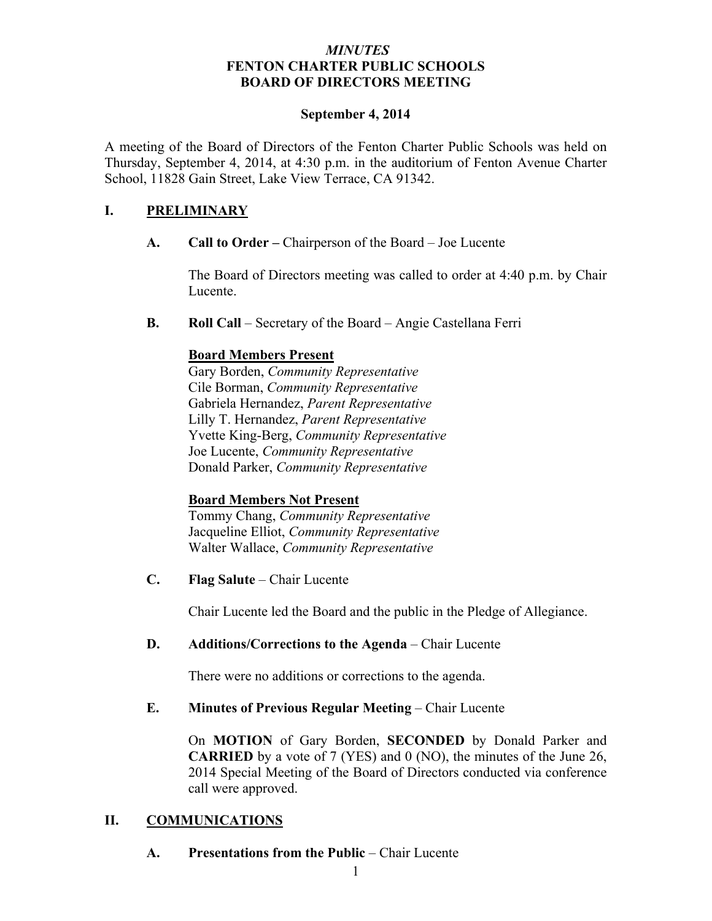# *MINUTES*
# FENTON CHARTER PUBLIC SCHOOLS
# BOARD OF DIRECTORS MEETING

**September 4, 2014**

A meeting of the Board of Directors of the Fenton Charter Public Schools was held on Thursday, September 4, 2014, at 4:30 p.m. in the auditorium of Fenton Avenue Charter School, 11828 Gain Street, Lake View Terrace, CA 91342.

## I. PRELIMINARY

### A. Call to Order – Chairperson of the Board – Joe Lucente

The Board of Directors meeting was called to order at 4:40 p.m. by Chair Lucente.

### B. Roll Call – Secretary of the Board – Angie Castellana Ferri

**Board Members Present**

Gary Borden, *Community Representative*
Cile Borman, *Community Representative*
Gabriela Hernandez, *Parent Representative*
Lilly T. Hernandez, *Parent Representative*
Yvette King-Berg, *Community Representative*
Joe Lucente, *Community Representative*
Donald Parker, *Community Representative*

**Board Members Not Present**

Tommy Chang, *Community Representative*
Jacqueline Elliot, *Community Representative*
Walter Wallace, *Community Representative*

### C. Flag Salute – Chair Lucente

Chair Lucente led the Board and the public in the Pledge of Allegiance.

### D. Additions/Corrections to the Agenda – Chair Lucente

There were no additions or corrections to the agenda.

### E. Minutes of Previous Regular Meeting – Chair Lucente

On **MOTION** of Gary Borden, **SECONDED** by Donald Parker and **CARRIED** by a vote of 7 (YES) and 0 (NO), the minutes of the June 26, 2014 Special Meeting of the Board of Directors conducted via conference call were approved.

## II. COMMUNICATIONS

### A. Presentations from the Public – Chair Lucente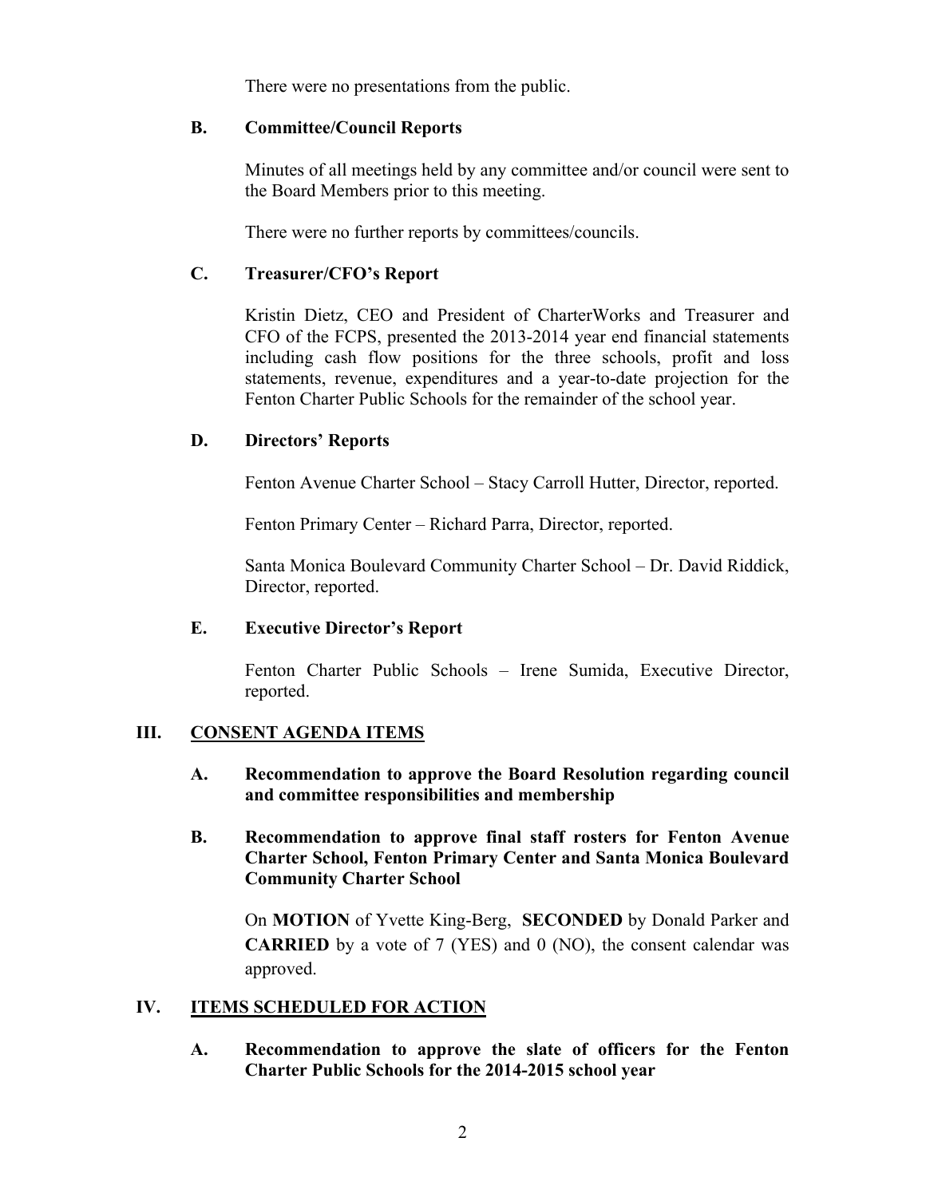There were no presentations from the public.

### B. Committee/Council Reports

Minutes of all meetings held by any committee and/or council were sent to the Board Members prior to this meeting.

There were no further reports by committees/councils.

### C. Treasurer/CFO's Report

Kristin Dietz, CEO and President of CharterWorks and Treasurer and CFO of the FCPS, presented the 2013-2014 year end financial statements including cash flow positions for the three schools, profit and loss statements, revenue, expenditures and a year-to-date projection for the Fenton Charter Public Schools for the remainder of the school year.

### D. Directors' Reports

Fenton Avenue Charter School – Stacy Carroll Hutter, Director, reported.

Fenton Primary Center – Richard Parra, Director, reported.

Santa Monica Boulevard Community Charter School – Dr. David Riddick, Director, reported.

### E. Executive Director's Report

Fenton Charter Public Schools – Irene Sumida, Executive Director, reported.

## III. CONSENT AGENDA ITEMS

**A. Recommendation to approve the Board Resolution regarding council and committee responsibilities and membership**

**B. Recommendation to approve final staff rosters for Fenton Avenue Charter School, Fenton Primary Center and Santa Monica Boulevard Community Charter School**

On **MOTION** of Yvette King-Berg, **SECONDED** by Donald Parker and **CARRIED** by a vote of 7 (YES) and 0 (NO), the consent calendar was approved.

## IV. ITEMS SCHEDULED FOR ACTION

**A. Recommendation to approve the slate of officers for the Fenton Charter Public Schools for the 2014-2015 school year**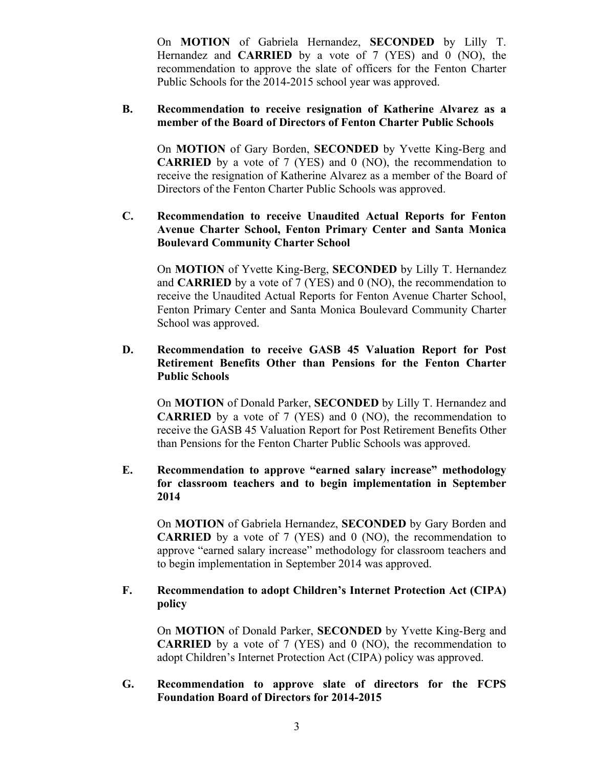On **MOTION** of Gabriela Hernandez, **SECONDED** by Lilly T. Hernandez and **CARRIED** by a vote of 7 (YES) and 0 (NO), the recommendation to approve the slate of officers for the Fenton Charter Public Schools for the 2014-2015 school year was approved.

**B. Recommendation to receive resignation of Katherine Alvarez as a member of the Board of Directors of Fenton Charter Public Schools**

On **MOTION** of Gary Borden, **SECONDED** by Yvette King-Berg and **CARRIED** by a vote of 7 (YES) and 0 (NO), the recommendation to receive the resignation of Katherine Alvarez as a member of the Board of Directors of the Fenton Charter Public Schools was approved.

**C. Recommendation to receive Unaudited Actual Reports for Fenton Avenue Charter School, Fenton Primary Center and Santa Monica Boulevard Community Charter School**

On **MOTION** of Yvette King-Berg, **SECONDED** by Lilly T. Hernandez and **CARRIED** by a vote of 7 (YES) and 0 (NO), the recommendation to receive the Unaudited Actual Reports for Fenton Avenue Charter School, Fenton Primary Center and Santa Monica Boulevard Community Charter School was approved.

**D. Recommendation to receive GASB 45 Valuation Report for Post Retirement Benefits Other than Pensions for the Fenton Charter Public Schools**

On **MOTION** of Donald Parker, **SECONDED** by Lilly T. Hernandez and **CARRIED** by a vote of 7 (YES) and 0 (NO), the recommendation to receive the GASB 45 Valuation Report for Post Retirement Benefits Other than Pensions for the Fenton Charter Public Schools was approved.

**E. Recommendation to approve "earned salary increase" methodology for classroom teachers and to begin implementation in September 2014**

On **MOTION** of Gabriela Hernandez, **SECONDED** by Gary Borden and **CARRIED** by a vote of 7 (YES) and 0 (NO), the recommendation to approve "earned salary increase" methodology for classroom teachers and to begin implementation in September 2014 was approved.

**F. Recommendation to adopt Children's Internet Protection Act (CIPA) policy**

On **MOTION** of Donald Parker, **SECONDED** by Yvette King-Berg and **CARRIED** by a vote of 7 (YES) and 0 (NO), the recommendation to adopt Children's Internet Protection Act (CIPA) policy was approved.

**G. Recommendation to approve slate of directors for the FCPS Foundation Board of Directors for 2014-2015**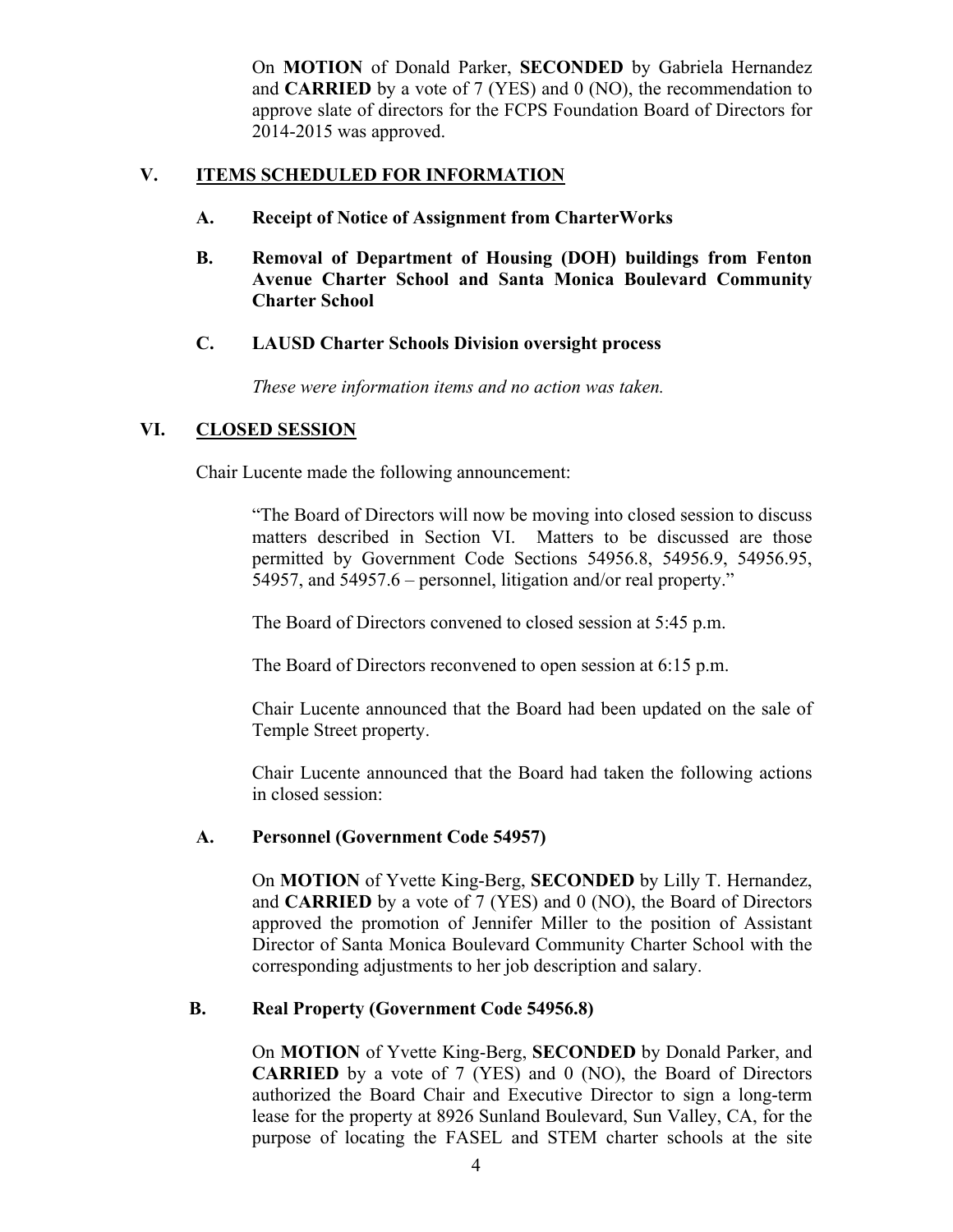On **MOTION** of Donald Parker, **SECONDED** by Gabriela Hernandez and **CARRIED** by a vote of 7 (YES) and 0 (NO), the recommendation to approve slate of directors for the FCPS Foundation Board of Directors for 2014-2015 was approved.

## V. ITEMS SCHEDULED FOR INFORMATION

### A. Receipt of Notice of Assignment from CharterWorks

### B. Removal of Department of Housing (DOH) buildings from Fenton Avenue Charter School and Santa Monica Boulevard Community Charter School

### C. LAUSD Charter Schools Division oversight process

*These were information items and no action was taken.*

## VI. CLOSED SESSION

Chair Lucente made the following announcement:

> "The Board of Directors will now be moving into closed session to discuss matters described in Section VI. Matters to be discussed are those permitted by Government Code Sections 54956.8, 54956.9, 54956.95, 54957, and 54957.6 – personnel, litigation and/or real property."

The Board of Directors convened to closed session at 5:45 p.m.

The Board of Directors reconvened to open session at 6:15 p.m.

Chair Lucente announced that the Board had been updated on the sale of Temple Street property.

Chair Lucente announced that the Board had taken the following actions in closed session:

### A. Personnel (Government Code 54957)

On **MOTION** of Yvette King-Berg, **SECONDED** by Lilly T. Hernandez, and **CARRIED** by a vote of 7 (YES) and 0 (NO), the Board of Directors approved the promotion of Jennifer Miller to the position of Assistant Director of Santa Monica Boulevard Community Charter School with the corresponding adjustments to her job description and salary.

### B. Real Property (Government Code 54956.8)

On **MOTION** of Yvette King-Berg, **SECONDED** by Donald Parker, and **CARRIED** by a vote of 7 (YES) and 0 (NO), the Board of Directors authorized the Board Chair and Executive Director to sign a long-term lease for the property at 8926 Sunland Boulevard, Sun Valley, CA, for the purpose of locating the FASEL and STEM charter schools at the site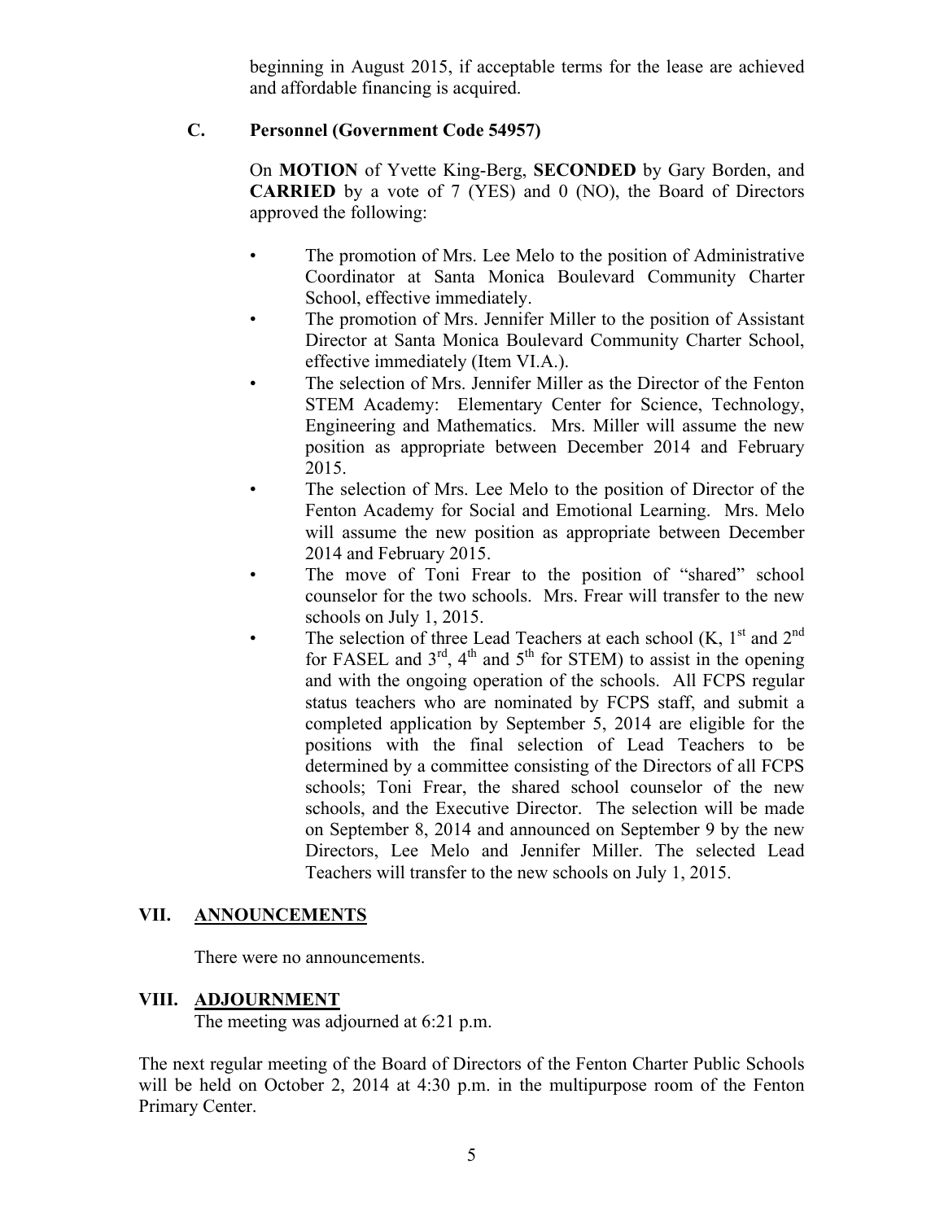beginning in August 2015, if acceptable terms for the lease are achieved and affordable financing is acquired.

### C. Personnel (Government Code 54957)

On **MOTION** of Yvette King-Berg, **SECONDED** by Gary Borden, and **CARRIED** by a vote of 7 (YES) and 0 (NO), the Board of Directors approved the following:

- The promotion of Mrs. Lee Melo to the position of Administrative Coordinator at Santa Monica Boulevard Community Charter School, effective immediately.
- The promotion of Mrs. Jennifer Miller to the position of Assistant Director at Santa Monica Boulevard Community Charter School, effective immediately (Item VI.A.).
- The selection of Mrs. Jennifer Miller as the Director of the Fenton STEM Academy: Elementary Center for Science, Technology, Engineering and Mathematics. Mrs. Miller will assume the new position as appropriate between December 2014 and February 2015.
- The selection of Mrs. Lee Melo to the position of Director of the Fenton Academy for Social and Emotional Learning. Mrs. Melo will assume the new position as appropriate between December 2014 and February 2015.
- The move of Toni Frear to the position of "shared" school counselor for the two schools. Mrs. Frear will transfer to the new schools on July 1, 2015.
- The selection of three Lead Teachers at each school (K, 1st and 2nd for FASEL and 3rd, 4th and 5th for STEM) to assist in the opening and with the ongoing operation of the schools. All FCPS regular status teachers who are nominated by FCPS staff, and submit a completed application by September 5, 2014 are eligible for the positions with the final selection of Lead Teachers to be determined by a committee consisting of the Directors of all FCPS schools; Toni Frear, the shared school counselor of the new schools, and the Executive Director. The selection will be made on September 8, 2014 and announced on September 9 by the new Directors, Lee Melo and Jennifer Miller. The selected Lead Teachers will transfer to the new schools on July 1, 2015.

## VII. ANNOUNCEMENTS

There were no announcements.

## VIII. ADJOURNMENT

The meeting was adjourned at 6:21 p.m.

The next regular meeting of the Board of Directors of the Fenton Charter Public Schools will be held on October 2, 2014 at 4:30 p.m. in the multipurpose room of the Fenton Primary Center.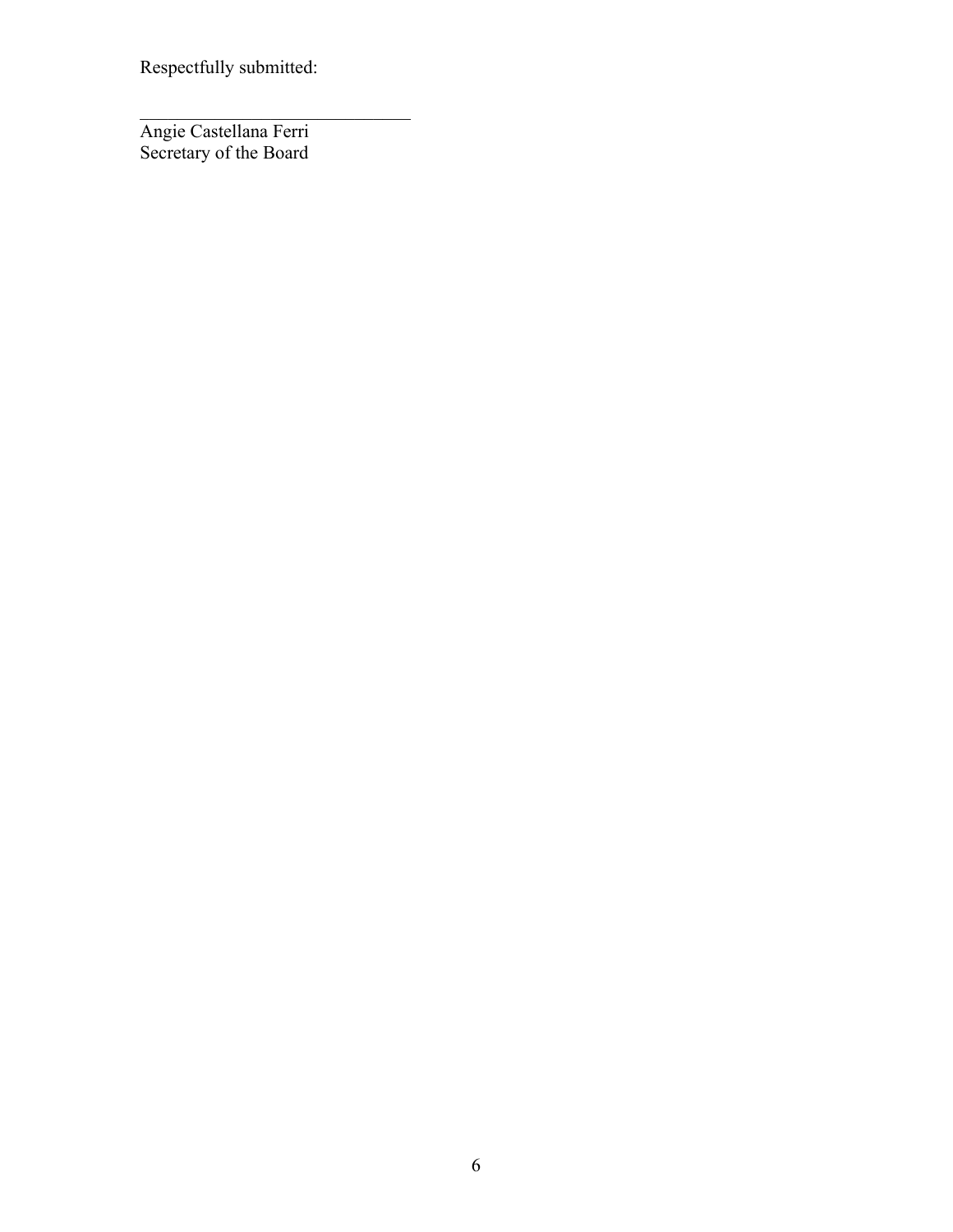Respectfully submitted:

_______________________________

Angie Castellana Ferri
Secretary of the Board